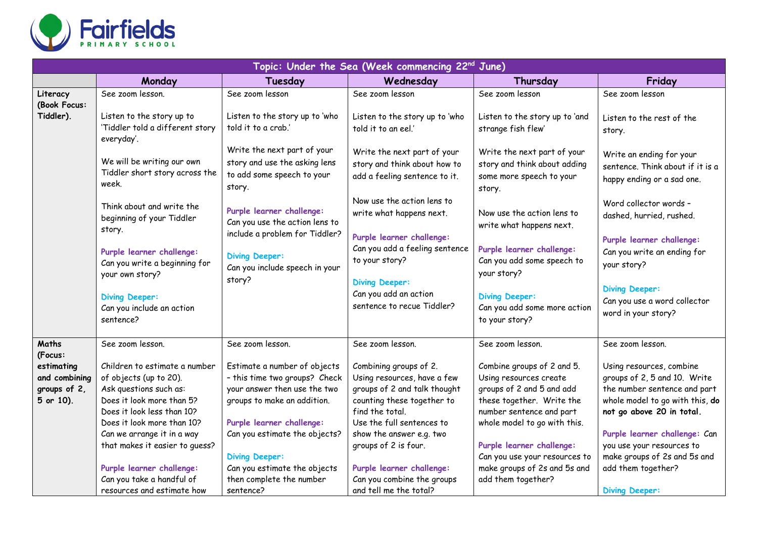Fairfields PRIMARY SCHOOL

| Topic: Under the Sea (Week commencing 22nd June) | | | | | |
|---|---|---|---|---|---|
| | **Monday** | **Tuesday** | **Wednesday** | **Thursday** | **Friday** |
| **Literacy (Book Focus: Tiddler).** | See zoom lesson.<br><br>Listen to the story up to 'Tiddler told a different story everyday'.<br><br>We will be writing our own Tiddler short story across the week.<br><br>Think about and write the beginning of your Tiddler story.<br><br>**Purple learner challenge:**<br>Can you write a beginning for your own story?<br><br>**Diving Deeper:**<br>Can you include an action sentence? | See zoom lesson<br><br>Listen to the story up to 'who told it to a crab.'<br><br>Write the next part of your story and use the asking lens to add some speech to your story.<br><br>**Purple learner challenge:**<br>Can you use the action lens to include a problem for Tiddler?<br><br>**Diving Deeper:**<br>Can you include speech in your story? | See zoom lesson<br><br>Listen to the story up to 'who told it to an eel.'<br><br>Write the next part of your story and think about how to add a feeling sentence to it.<br><br>Now use the action lens to write what happens next.<br><br>**Purple learner challenge:**<br>Can you add a feeling sentence to your story?<br><br>**Diving Deeper:**<br>Can you add an action sentence to recue Tiddler? | See zoom lesson<br><br>Listen to the story up to 'and strange fish flew'<br><br>Write the next part of your story and think about adding some more speech to your story.<br><br>Now use the action lens to write what happens next.<br><br>**Purple learner challenge:**<br>Can you add some speech to your story?<br><br>**Diving Deeper:**<br>Can you add some more action to your story? | See zoom lesson<br><br>Listen to the rest of the story.<br><br>Write an ending for your sentence. Think about if it is a happy ending or a sad one.<br><br>Word collector words – dashed, hurried, rushed.<br><br>**Purple learner challenge:**<br>Can you write an ending for your story?<br><br>**Diving Deeper:**<br>Can you use a word collector word in your story? |
| **Maths (Focus: estimating and combining groups of 2, 5 or 10).** | See zoom lesson.<br><br>Children to estimate a number of objects (up to 20).<br>Ask questions such as:<br>Does it look more than 5?<br>Does it look less than 10?<br>Does it look more than 10?<br>Can we arrange it in a way that makes it easier to guess?<br><br>**Purple learner challenge:**<br>Can you take a handful of resources and estimate how | See zoom lesson.<br><br>Estimate a number of objects – this time two groups? Check your answer then use the two groups to make an addition.<br><br>**Purple learner challenge:**<br>Can you estimate the objects?<br><br>**Diving Deeper:**<br>Can you estimate the objects then complete the number sentence? | See zoom lesson.<br><br>Combining groups of 2.<br>Using resources, have a few groups of 2 and talk thought counting these together to find the total.<br>Use the full sentences to show the answer e.g. two groups of 2 is four.<br><br>**Purple learner challenge:**<br>Can you combine the groups and tell me the total? | See zoom lesson.<br><br>Combine groups of 2 and 5.<br>Using resources create groups of 2 and 5 and add these together. Write the number sentence and part whole model to go with this.<br><br>**Purple learner challenge:**<br>Can you use your resources to make groups of 2s and 5s and add them together? | See zoom lesson.<br><br>Using resources, combine groups of 2, 5 and 10. Write the number sentence and part whole model to go with this, **do not go above 20 in total.**<br><br>**Purple learner challenge:** Can you use your resources to make groups of 2s and 5s and add them together?<br><br>**Diving Deeper:** |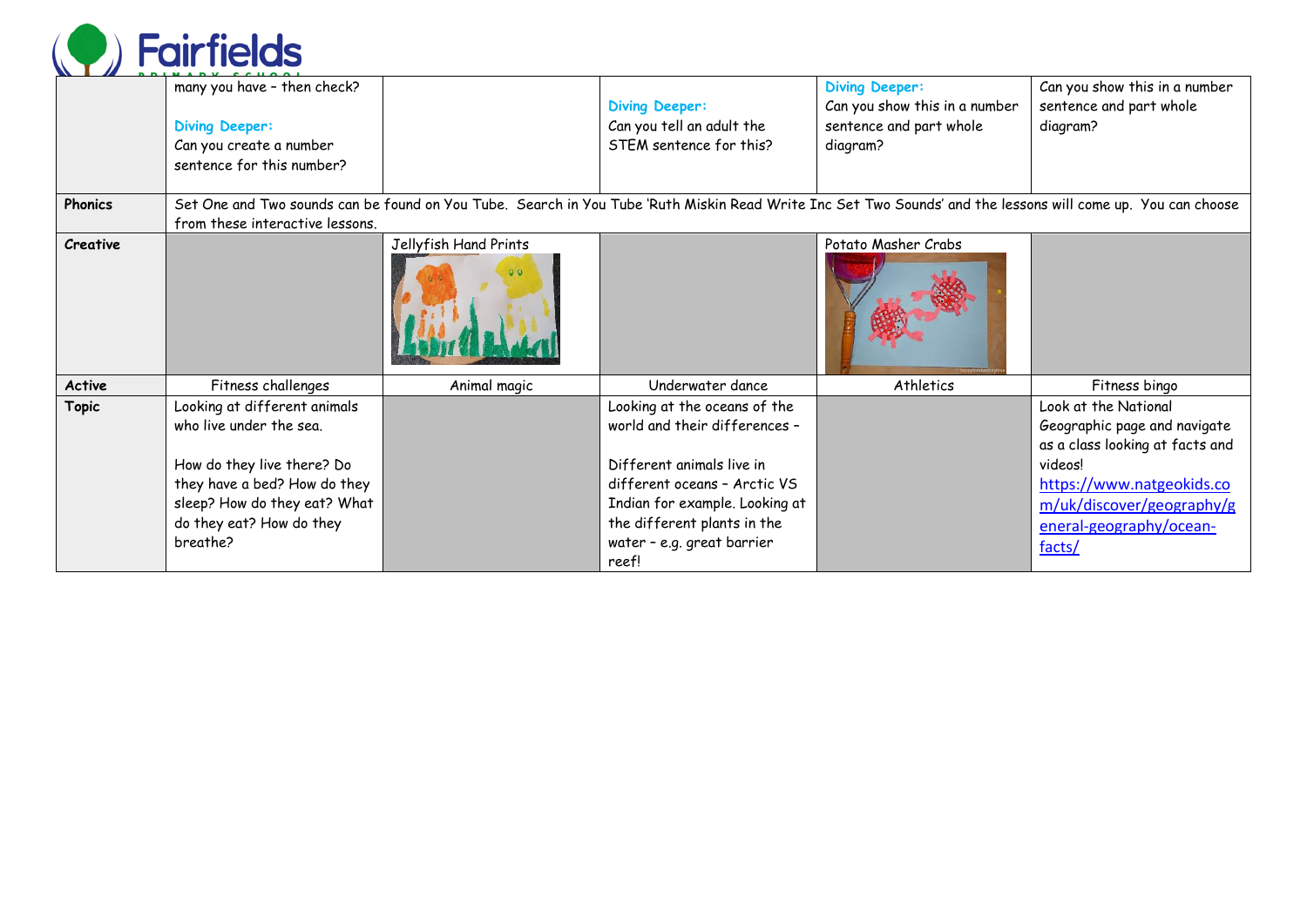| | | | | | |
|---|---|---|---|---|---|
| | many you have – then check?<br><br>**Diving Deeper:**<br>Can you create a number sentence for this number? | | **Diving Deeper:**<br>Can you tell an adult the STEM sentence for this? | **Diving Deeper:**<br>Can you show this in a number sentence and part whole diagram? | Can you show this in a number sentence and part whole diagram? |
| **Phonics** | Set One and Two sounds can be found on You Tube. Search in You Tube 'Ruth Miskin Read Write Inc Set Two Sounds' and the lessons will come up. You can choose from these interactive lessons. | | | | |
| **Creative** | | Jellyfish Hand Prints | | Potato Masher Crabs | |
| **Active** | Fitness challenges | Animal magic | Underwater dance | Athletics | Fitness bingo |
| **Topic** | Looking at different animals who live under the sea.<br><br>How do they live there? Do they have a bed? How do they sleep? How do they eat? What do they eat? How do they breathe? | | Looking at the oceans of the world and their differences –<br><br>Different animals live in different oceans – Arctic VS Indian for example. Looking at the different plants in the water – e.g. great barrier reef! | | Look at the National Geographic page and navigate as a class looking at facts and videos!<br>https://www.natgeokids.com/uk/discover/geography/general-geography/ocean-facts/ |